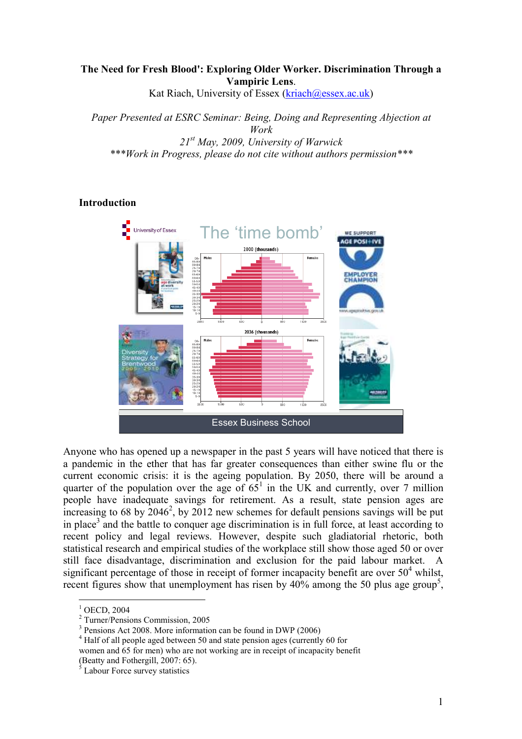**The Need for Fresh Blood': Exploring Older Worker. Discrimination Through a Vampiric Lens.**

Kat Riach, University of Essex (kriach@essex.ac.uk)

*Paper Presented at ESRC Seminar: Being, Doing and Representing Abjection at Work*

*21st May, 2009, University of Warwick*

*\*\*\*Work in Progress, please do not cite without authors permission\*\*\**

## Introduction

Anyone who has opened up a newspaper in the past 5 years will have noticed that there is a pandemic in the ether that has far greater consequences than either swine flu or the current economic crisis: it is the ageing population. By 2050, there will be around a quarter of the population over the age of 65[1] in the UK and currently, over 7 million people have inadequate savings for retirement. As a result, state pension ages are increasing to 68 by 2046[2], by 2012 new schemes for default pensions savings will be put in place[3] and the battle to conquer age discrimination is in full force, at least according to recent policy and legal reviews. However, despite such gladiatorial rhetoric, both statistical research and empirical studies of the workplace still show those aged 50 or over still face disadvantage, discrimination and exclusion for the paid labour market. A significant percentage of those in receipt of former incapacity benefit are over 50[4] whilst, recent figures show that unemployment has risen by 40% among the 50 plus age group[5],

[1] OECD, 2004

[2] Turner/Pensions Commission, 2005

[3] Pensions Act 2008. More information can be found in DWP (2006)

[4] Half of all people aged between 50 and state pension ages (currently 60 for women and 65 for men) who are not working are in receipt of incapacity benefit (Beatty and Fothergill, 2007: 65).

[5] Labour Force survey statistics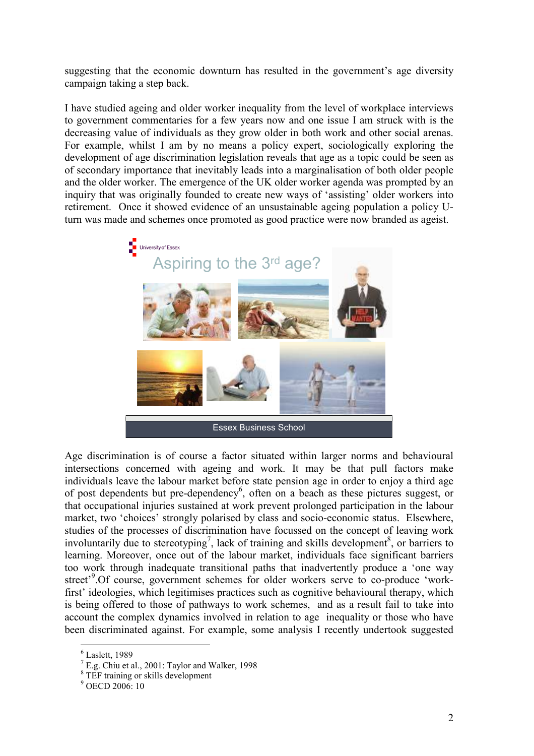suggesting that the economic downturn has resulted in the government's age diversity campaign taking a step back.

I have studied ageing and older worker inequality from the level of workplace interviews to government commentaries for a few years now and one issue I am struck with is the decreasing value of individuals as they grow older in both work and other social arenas. For example, whilst I am by no means a policy expert, sociologically exploring the development of age discrimination legislation reveals that age as a topic could be seen as of secondary importance that inevitably leads into a marginalisation of both older people and the older worker. The emergence of the UK older worker agenda was prompted by an inquiry that was originally founded to create new ways of 'assisting' older workers into retirement. Once it showed evidence of an unsustainable ageing population a policy U-turn was made and schemes once promoted as good practice were now branded as ageist.

Age discrimination is of course a factor situated within larger norms and behavioural intersections concerned with ageing and work. It may be that pull factors make individuals leave the labour market before state pension age in order to enjoy a third age of post dependents but pre-dependency[6], often on a beach as these pictures suggest, or that occupational injuries sustained at work prevent prolonged participation in the labour market, two 'choices' strongly polarised by class and socio-economic status. Elsewhere, studies of the processes of discrimination have focussed on the concept of leaving work involuntarily due to stereotyping[7], lack of training and skills development[8], or barriers to learning. Moreover, once out of the labour market, individuals face significant barriers too work through inadequate transitional paths that inadvertently produce a 'one way street'[9].Of course, government schemes for older workers serve to co-produce 'work-first' ideologies, which legitimises practices such as cognitive behavioural therapy, which is being offered to those of pathways to work schemes, and as a result fail to take into account the complex dynamics involved in relation to age inequality or those who have been discriminated against. For example, some analysis I recently undertook suggested

---

[6] Laslett, 1989

[7] E.g. Chiu et al., 2001: Taylor and Walker, 1998

[8] TEF training or skills development

[9] OECD 2006: 10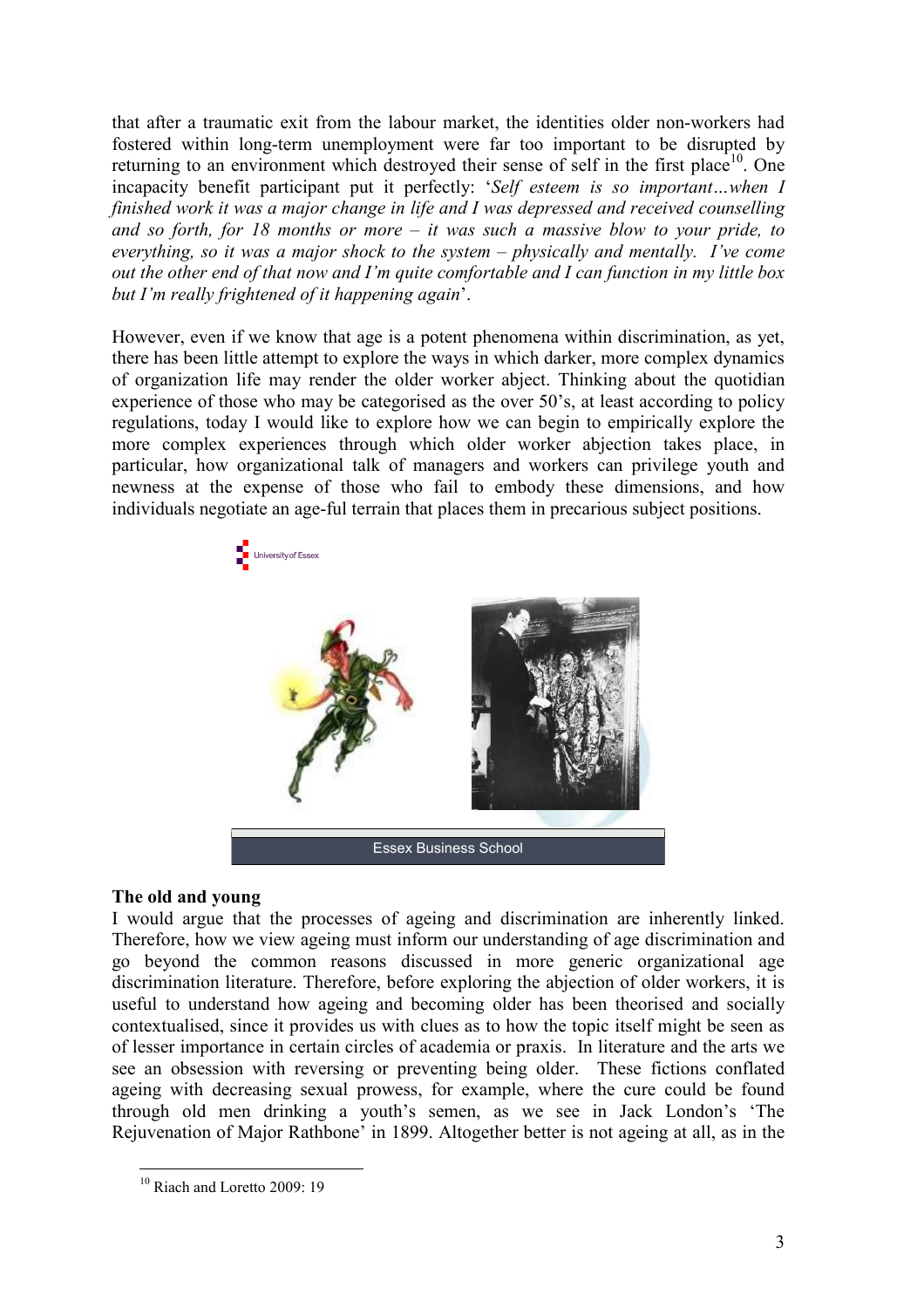that after a traumatic exit from the labour market, the identities older non-workers had fostered within long-term unemployment were far too important to be disrupted by returning to an environment which destroyed their sense of self in the first place[10]. One incapacity benefit participant put it perfectly: '*Self esteem is so important…when I finished work it was a major change in life and I was depressed and received counselling and so forth, for 18 months or more – it was such a massive blow to your pride, to everything, so it was a major shock to the system – physically and mentally. I've come out the other end of that now and I'm quite comfortable and I can function in my little box but I'm really frightened of it happening again*'.

However, even if we know that age is a potent phenomena within discrimination, as yet, there has been little attempt to explore the ways in which darker, more complex dynamics of organization life may render the older worker abject. Thinking about the quotidian experience of those who may be categorised as the over 50's, at least according to policy regulations, today I would like to explore how we can begin to empirically explore the more complex experiences through which older worker abjection takes place, in particular, how organizational talk of managers and workers can privilege youth and newness at the expense of those who fail to embody these dimensions, and how individuals negotiate an age-ful terrain that places them in precarious subject positions.

University of Essex

Essex Business School

**The old and young**

I would argue that the processes of ageing and discrimination are inherently linked. Therefore, how we view ageing must inform our understanding of age discrimination and go beyond the common reasons discussed in more generic organizational age discrimination literature. Therefore, before exploring the abjection of older workers, it is useful to understand how ageing and becoming older has been theorised and socially contextualised, since it provides us with clues as to how the topic itself might be seen as of lesser importance in certain circles of academia or praxis. In literature and the arts we see an obsession with reversing or preventing being older. These fictions conflated ageing with decreasing sexual prowess, for example, where the cure could be found through old men drinking a youth's semen, as we see in Jack London's 'The Rejuvenation of Major Rathbone' in 1899. Altogether better is not ageing at all, as in the

[10] Riach and Loretto 2009: 19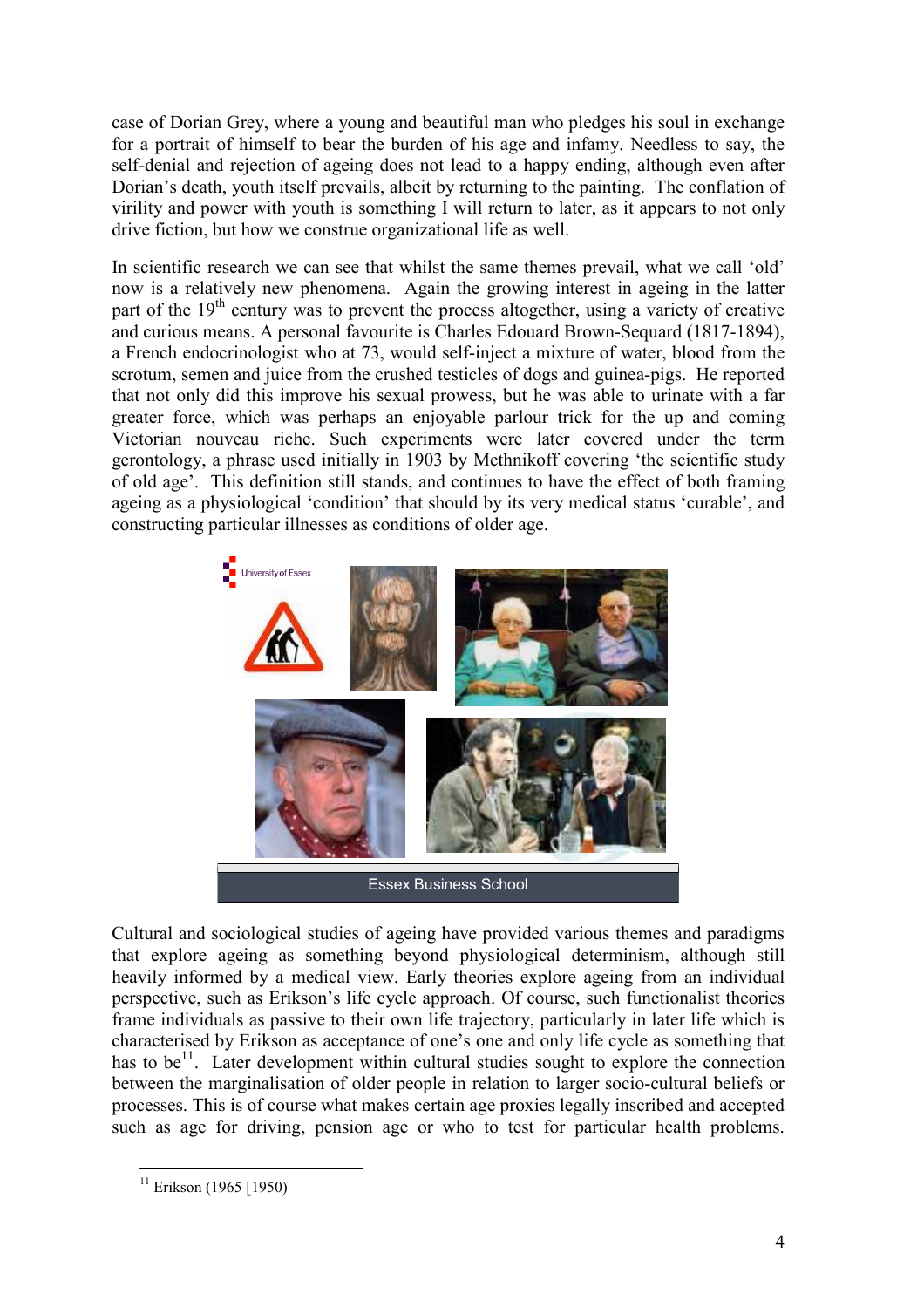case of Dorian Grey, where a young and beautiful man who pledges his soul in exchange for a portrait of himself to bear the burden of his age and infamy. Needless to say, the self-denial and rejection of ageing does not lead to a happy ending, although even after Dorian's death, youth itself prevails, albeit by returning to the painting. The conflation of virility and power with youth is something I will return to later, as it appears to not only drive fiction, but how we construe organizational life as well.

In scientific research we can see that whilst the same themes prevail, what we call 'old' now is a relatively new phenomena. Again the growing interest in ageing in the latter part of the 19th century was to prevent the process altogether, using a variety of creative and curious means. A personal favourite is Charles Edouard Brown-Sequard (1817-1894), a French endocrinologist who at 73, would self-inject a mixture of water, blood from the scrotum, semen and juice from the crushed testicles of dogs and guinea-pigs. He reported that not only did this improve his sexual prowess, but he was able to urinate with a far greater force, which was perhaps an enjoyable parlour trick for the up and coming Victorian nouveau riche. Such experiments were later covered under the term gerontology, a phrase used initially in 1903 by Methnikoff covering 'the scientific study of old age'. This definition still stands, and continues to have the effect of both framing ageing as a physiological 'condition' that should by its very medical status 'curable', and constructing particular illnesses as conditions of older age.

Cultural and sociological studies of ageing have provided various themes and paradigms that explore ageing as something beyond physiological determinism, although still heavily informed by a medical view. Early theories explore ageing from an individual perspective, such as Erikson's life cycle approach. Of course, such functionalist theories frame individuals as passive to their own life trajectory, particularly in later life which is characterised by Erikson as acceptance of one's one and only life cycle as something that has to be[11]. Later development within cultural studies sought to explore the connection between the marginalisation of older people in relation to larger socio-cultural beliefs or processes. This is of course what makes certain age proxies legally inscribed and accepted such as age for driving, pension age or who to test for particular health problems.

[11] Erikson (1965 [1950])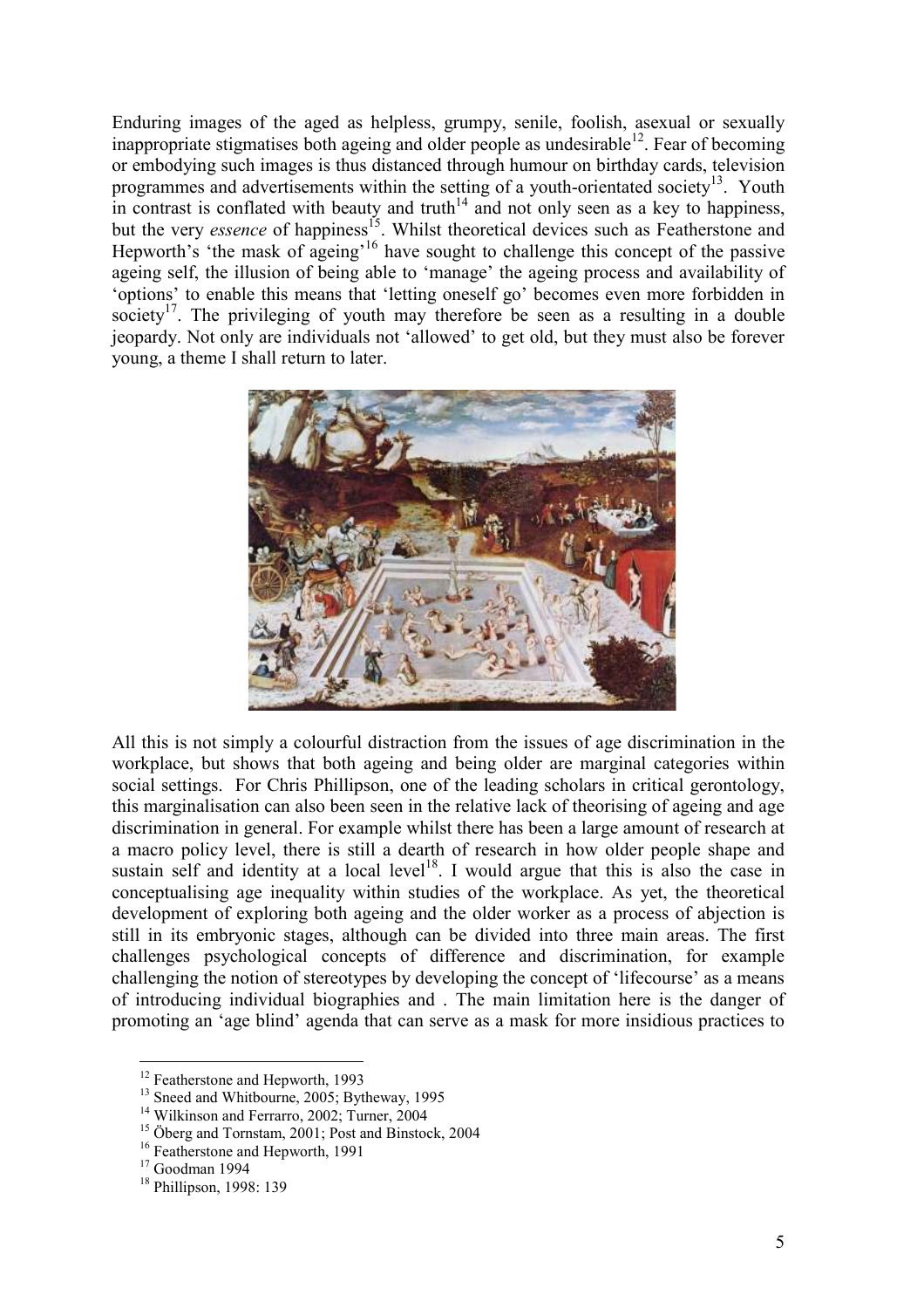Enduring images of the aged as helpless, grumpy, senile, foolish, asexual or sexually inappropriate stigmatises both ageing and older people as undesirable[12]. Fear of becoming or embodying such images is thus distanced through humour on birthday cards, television programmes and advertisements within the setting of a youth-orientated society[13]. Youth in contrast is conflated with beauty and truth[14] and not only seen as a key to happiness, but the very *essence* of happiness[15]. Whilst theoretical devices such as Featherstone and Hepworth's 'the mask of ageing'[16] have sought to challenge this concept of the passive ageing self, the illusion of being able to 'manage' the ageing process and availability of 'options' to enable this means that 'letting oneself go' becomes even more forbidden in society[17]. The privileging of youth may therefore be seen as a resulting in a double jeopardy. Not only are individuals not 'allowed' to get old, but they must also be forever young, a theme I shall return to later.

All this is not simply a colourful distraction from the issues of age discrimination in the workplace, but shows that both ageing and being older are marginal categories within social settings. For Chris Phillipson, one of the leading scholars in critical gerontology, this marginalisation can also been seen in the relative lack of theorising of ageing and age discrimination in general. For example whilst there has been a large amount of research at a macro policy level, there is still a dearth of research in how older people shape and sustain self and identity at a local level[18]. I would argue that this is also the case in conceptualising age inequality within studies of the workplace. As yet, the theoretical development of exploring both ageing and the older worker as a process of abjection is still in its embryonic stages, although can be divided into three main areas. The first challenges psychological concepts of difference and discrimination, for example challenging the notion of stereotypes by developing the concept of 'lifecourse' as a means of introducing individual biographies and . The main limitation here is the danger of promoting an 'age blind' agenda that can serve as a mask for more insidious practices to

[12] Featherstone and Hepworth, 1993

[13] Sneed and Whitbourne, 2005; Bytheway, 1995

[14] Wilkinson and Ferrarro, 2002; Turner, 2004

[15] Öberg and Tornstam, 2001; Post and Binstock, 2004

[16] Featherstone and Hepworth, 1991

[17] Goodman 1994

[18] Phillipson, 1998: 139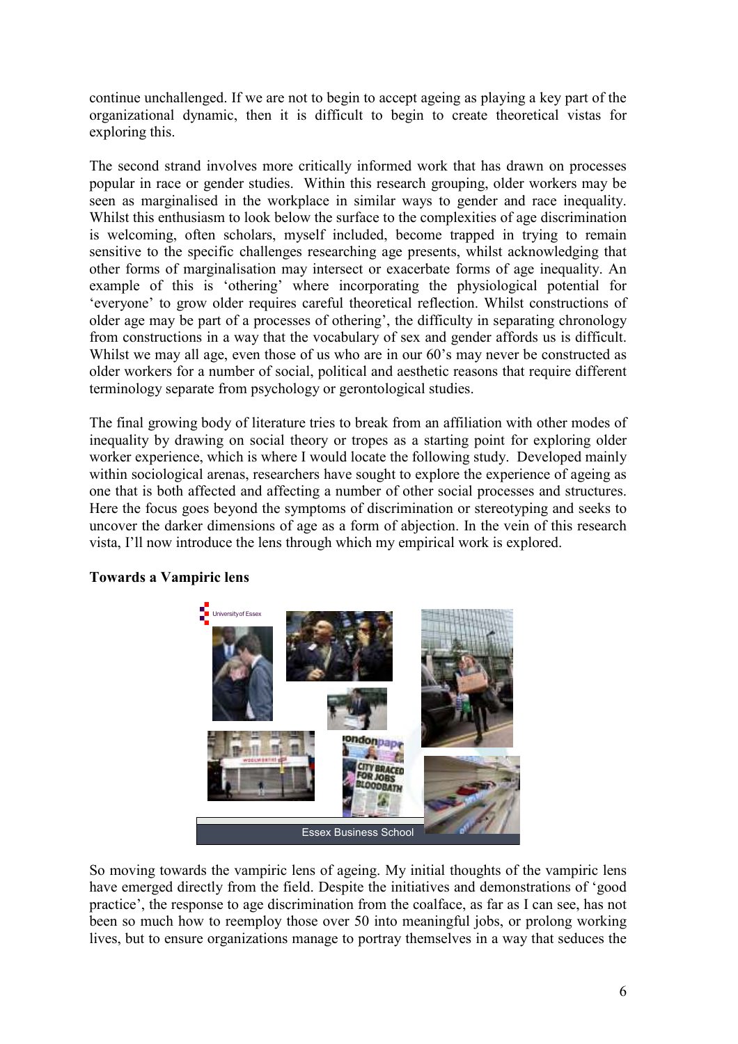continue unchallenged. If we are not to begin to accept ageing as playing a key part of the organizational dynamic, then it is difficult to begin to create theoretical vistas for exploring this.

The second strand involves more critically informed work that has drawn on processes popular in race or gender studies. Within this research grouping, older workers may be seen as marginalised in the workplace in similar ways to gender and race inequality. Whilst this enthusiasm to look below the surface to the complexities of age discrimination is welcoming, often scholars, myself included, become trapped in trying to remain sensitive to the specific challenges researching age presents, whilst acknowledging that other forms of marginalisation may intersect or exacerbate forms of age inequality. An example of this is 'othering' where incorporating the physiological potential for 'everyone' to grow older requires careful theoretical reflection. Whilst constructions of older age may be part of a processes of othering', the difficulty in separating chronology from constructions in a way that the vocabulary of sex and gender affords us is difficult. Whilst we may all age, even those of us who are in our 60's may never be constructed as older workers for a number of social, political and aesthetic reasons that require different terminology separate from psychology or gerontological studies.

The final growing body of literature tries to break from an affiliation with other modes of inequality by drawing on social theory or tropes as a starting point for exploring older worker experience, which is where I would locate the following study. Developed mainly within sociological arenas, researchers have sought to explore the experience of ageing as one that is both affected and affecting a number of other social processes and structures. Here the focus goes beyond the symptoms of discrimination or stereotyping and seeks to uncover the darker dimensions of age as a form of abjection. In the vein of this research vista, I'll now introduce the lens through which my empirical work is explored.

**Towards a Vampiric lens**

So moving towards the vampiric lens of ageing. My initial thoughts of the vampiric lens have emerged directly from the field. Despite the initiatives and demonstrations of 'good practice', the response to age discrimination from the coalface, as far as I can see, has not been so much how to reemploy those over 50 into meaningful jobs, or prolong working lives, but to ensure organizations manage to portray themselves in a way that seduces the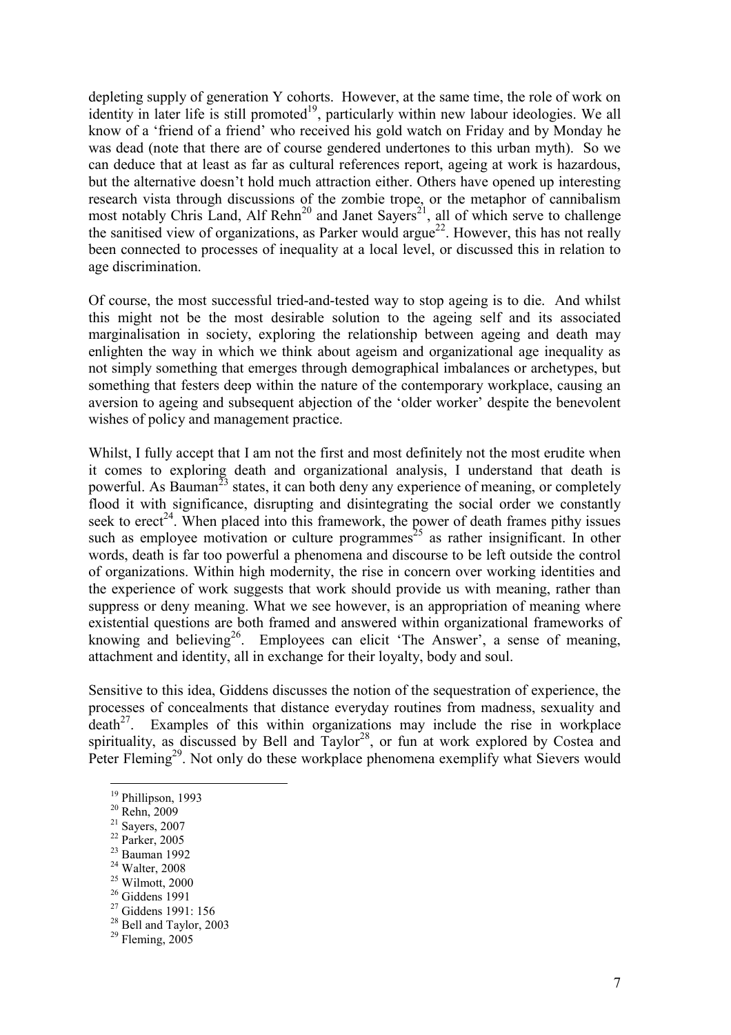depleting supply of generation Y cohorts. However, at the same time, the role of work on identity in later life is still promoted[19], particularly within new labour ideologies. We all know of a 'friend of a friend' who received his gold watch on Friday and by Monday he was dead (note that there are of course gendered undertones to this urban myth). So we can deduce that at least as far as cultural references report, ageing at work is hazardous, but the alternative doesn't hold much attraction either. Others have opened up interesting research vista through discussions of the zombie trope, or the metaphor of cannibalism most notably Chris Land, Alf Rehn[20] and Janet Sayers[21], all of which serve to challenge the sanitised view of organizations, as Parker would argue[22]. However, this has not really been connected to processes of inequality at a local level, or discussed this in relation to age discrimination.

Of course, the most successful tried-and-tested way to stop ageing is to die. And whilst this might not be the most desirable solution to the ageing self and its associated marginalisation in society, exploring the relationship between ageing and death may enlighten the way in which we think about ageism and organizational age inequality as not simply something that emerges through demographical imbalances or archetypes, but something that festers deep within the nature of the contemporary workplace, causing an aversion to ageing and subsequent abjection of the 'older worker' despite the benevolent wishes of policy and management practice.

Whilst, I fully accept that I am not the first and most definitely not the most erudite when it comes to exploring death and organizational analysis, I understand that death is powerful. As Bauman[23] states, it can both deny any experience of meaning, or completely flood it with significance, disrupting and disintegrating the social order we constantly seek to erect[24]. When placed into this framework, the power of death frames pithy issues such as employee motivation or culture programmes[25] as rather insignificant. In other words, death is far too powerful a phenomena and discourse to be left outside the control of organizations. Within high modernity, the rise in concern over working identities and the experience of work suggests that work should provide us with meaning, rather than suppress or deny meaning. What we see however, is an appropriation of meaning where existential questions are both framed and answered within organizational frameworks of knowing and believing[26]. Employees can elicit 'The Answer', a sense of meaning, attachment and identity, all in exchange for their loyalty, body and soul.

Sensitive to this idea, Giddens discusses the notion of the sequestration of experience, the processes of concealments that distance everyday routines from madness, sexuality and death[27]. Examples of this within organizations may include the rise in workplace spirituality, as discussed by Bell and Taylor[28], or fun at work explored by Costea and Peter Fleming[29]. Not only do these workplace phenomena exemplify what Sievers would

---

[19] Phillipson, 1993
[20] Rehn, 2009
[21] Sayers, 2007
[22] Parker, 2005
[23] Bauman 1992
[24] Walter, 2008
[25] Wilmott, 2000
[26] Giddens 1991
[27] Giddens 1991: 156
[28] Bell and Taylor, 2003
[29] Fleming, 2005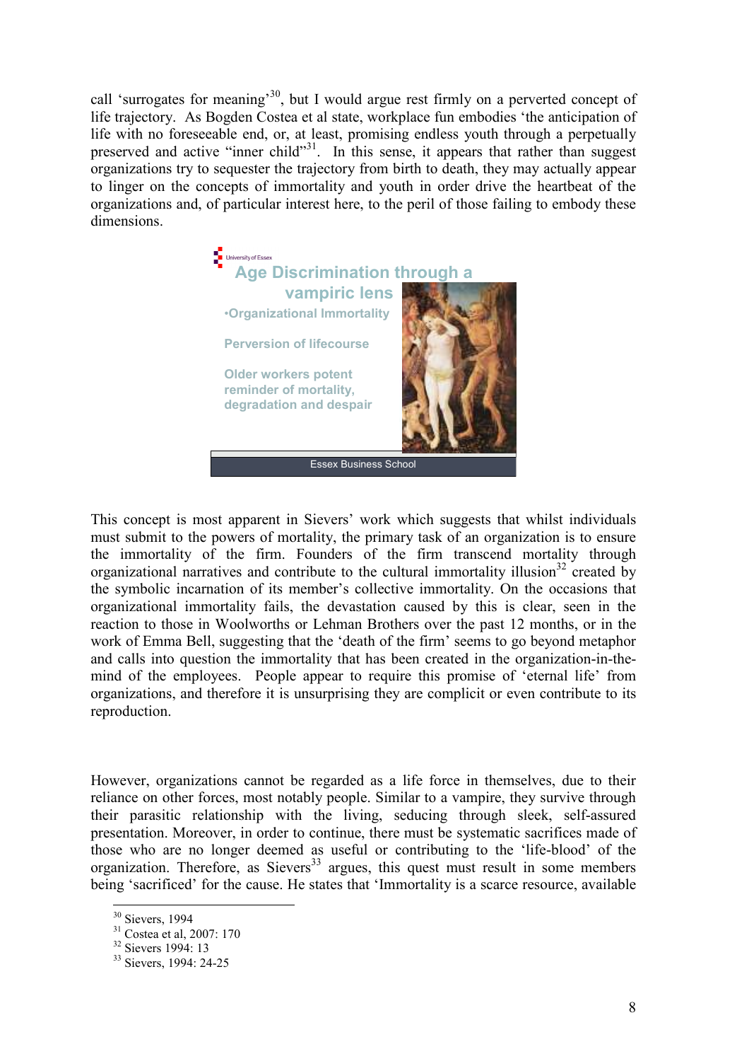call 'surrogates for meaning'[30], but I would argue rest firmly on a perverted concept of life trajectory. As Bogden Costea et al state, workplace fun embodies 'the anticipation of life with no foreseeable end, or, at least, promising endless youth through a perpetually preserved and active "inner child"'[31]. In this sense, it appears that rather than suggest organizations try to sequester the trajectory from birth to death, they may actually appear to linger on the concepts of immortality and youth in order drive the heartbeat of the organizations and, of particular interest here, to the peril of those failing to embody these dimensions.

University of Essex

**Age Discrimination through a vampiric lens**

- Organizational Immortality

Perversion of lifecourse

Older workers potent reminder of mortality, degradation and despair

Essex Business School

This concept is most apparent in Sievers' work which suggests that whilst individuals must submit to the powers of mortality, the primary task of an organization is to ensure the immortality of the firm. Founders of the firm transcend mortality through organizational narratives and contribute to the cultural immortality illusion[32] created by the symbolic incarnation of its member's collective immortality. On the occasions that organizational immortality fails, the devastation caused by this is clear, seen in the reaction to those in Woolworths or Lehman Brothers over the past 12 months, or in the work of Emma Bell, suggesting that the 'death of the firm' seems to go beyond metaphor and calls into question the immortality that has been created in the organization-in-the-mind of the employees. People appear to require this promise of 'eternal life' from organizations, and therefore it is unsurprising they are complicit or even contribute to its reproduction.

However, organizations cannot be regarded as a life force in themselves, due to their reliance on other forces, most notably people. Similar to a vampire, they survive through their parasitic relationship with the living, seducing through sleek, self-assured presentation. Moreover, in order to continue, there must be systematic sacrifices made of those who are no longer deemed as useful or contributing to the 'life-blood' of the organization. Therefore, as Sievers[33] argues, this quest must result in some members being 'sacrificed' for the cause. He states that 'Immortality is a scarce resource, available

---

[30] Sievers, 1994

[31] Costea et al, 2007: 170

[32] Sievers 1994: 13

[33] Sievers, 1994: 24-25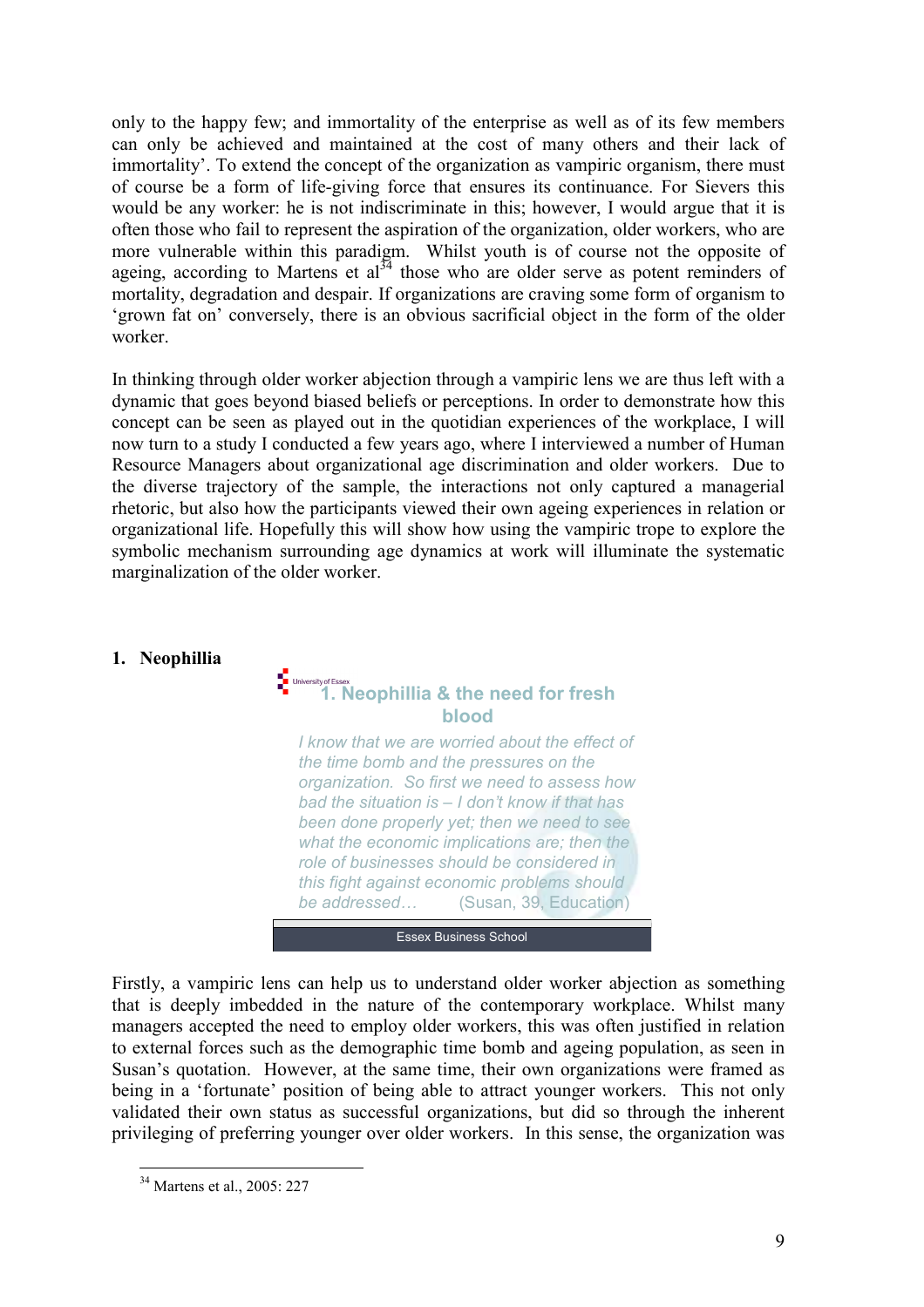only to the happy few; and immortality of the enterprise as well as of its few members can only be achieved and maintained at the cost of many others and their lack of immortality'. To extend the concept of the organization as vampiric organism, there must of course be a form of life-giving force that ensures its continuance. For Sievers this would be any worker: he is not indiscriminate in this; however, I would argue that it is often those who fail to represent the aspiration of the organization, older workers, who are more vulnerable within this paradigm. Whilst youth is of course not the opposite of ageing, according to Martens et al[34] those who are older serve as potent reminders of mortality, degradation and despair. If organizations are craving some form of organism to 'grown fat on' conversely, there is an obvious sacrificial object in the form of the older worker.

In thinking through older worker abjection through a vampiric lens we are thus left with a dynamic that goes beyond biased beliefs or perceptions. In order to demonstrate how this concept can be seen as played out in the quotidian experiences of the workplace, I will now turn to a study I conducted a few years ago, where I interviewed a number of Human Resource Managers about organizational age discrimination and older workers. Due to the diverse trajectory of the sample, the interactions not only captured a managerial rhetoric, but also how the participants viewed their own ageing experiences in relation or organizational life. Hopefully this will show how using the vampiric trope to explore the symbolic mechanism surrounding age dynamics at work will illuminate the systematic marginalization of the older worker.

## 1. Neophillia

University of Essex

**1. Neophillia & the need for fresh blood**

*I know that we are worried about the effect of the time bomb and the pressures on the organization. So first we need to assess how bad the situation is – I don't know if that has been done properly yet; then we need to see what the economic implications are; then the role of businesses should be considered in this fight against economic problems should be addressed…* (Susan, 39, Education)

Essex Business School

Firstly, a vampiric lens can help us to understand older worker abjection as something that is deeply imbedded in the nature of the contemporary workplace. Whilst many managers accepted the need to employ older workers, this was often justified in relation to external forces such as the demographic time bomb and ageing population, as seen in Susan's quotation. However, at the same time, their own organizations were framed as being in a 'fortunate' position of being able to attract younger workers. This not only validated their own status as successful organizations, but did so through the inherent privileging of preferring younger over older workers. In this sense, the organization was

[34] Martens et al., 2005: 227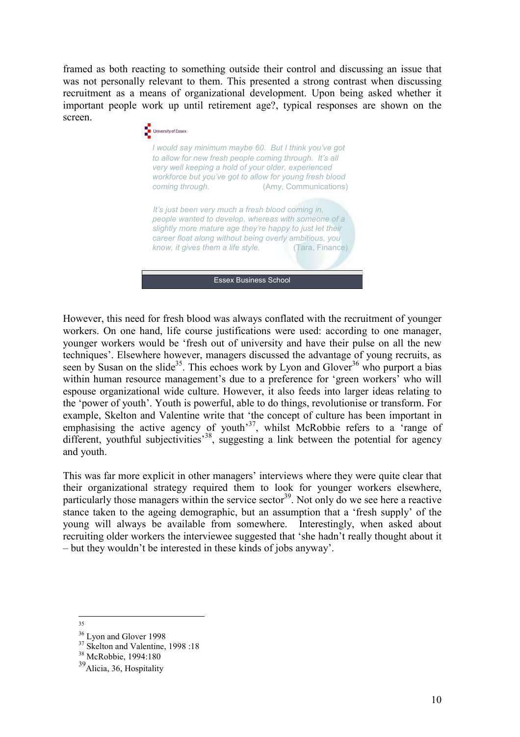framed as both reacting to something outside their control and discussing an issue that was not personally relevant to them. This presented a strong contrast when discussing recruitment as a means of organizational development. Upon being asked whether it important people work up until retirement age?, typical responses are shown on the screen.

University of Essex

*I would say minimum maybe 60. But I think you've got to allow for new fresh people coming through. It's all very well keeping a hold of your older, experienced workforce but you've got to allow for young fresh blood coming through.* (Amy, Communications)

*It's just been very much a fresh blood coming in, people wanted to develop, whereas with someone of a slightly more mature age they're happy to just let their career float along without being overly ambitious, you know, it gives them a life style.* (Tara, Finance)

Essex Business School

However, this need for fresh blood was always conflated with the recruitment of younger workers. On one hand, life course justifications were used: according to one manager, younger workers would be 'fresh out of university and have their pulse on all the new techniques'. Elsewhere however, managers discussed the advantage of young recruits, as seen by Susan on the slide[35]. This echoes work by Lyon and Glover[36] who purport a bias within human resource management's due to a preference for 'green workers' who will espouse organizational wide culture. However, it also feeds into larger ideas relating to the 'power of youth'. Youth is powerful, able to do things, revolutionise or transform. For example, Skelton and Valentine write that 'the concept of culture has been important in emphasising the active agency of youth'[37], whilst McRobbie refers to a 'range of different, youthful subjectivities'[38], suggesting a link between the potential for agency and youth.

This was far more explicit in other managers' interviews where they were quite clear that their organizational strategy required them to look for younger workers elsewhere, particularly those managers within the service sector[39]. Not only do we see here a reactive stance taken to the ageing demographic, but an assumption that a 'fresh supply' of the young will always be available from somewhere. Interestingly, when asked about recruiting older workers the interviewee suggested that 'she hadn't really thought about it – but they wouldn't be interested in these kinds of jobs anyway'.

---

[35]

[36] Lyon and Glover 1998

[37] Skelton and Valentine, 1998 :18

[38] McRobbie, 1994:180

[39] Alicia, 36, Hospitality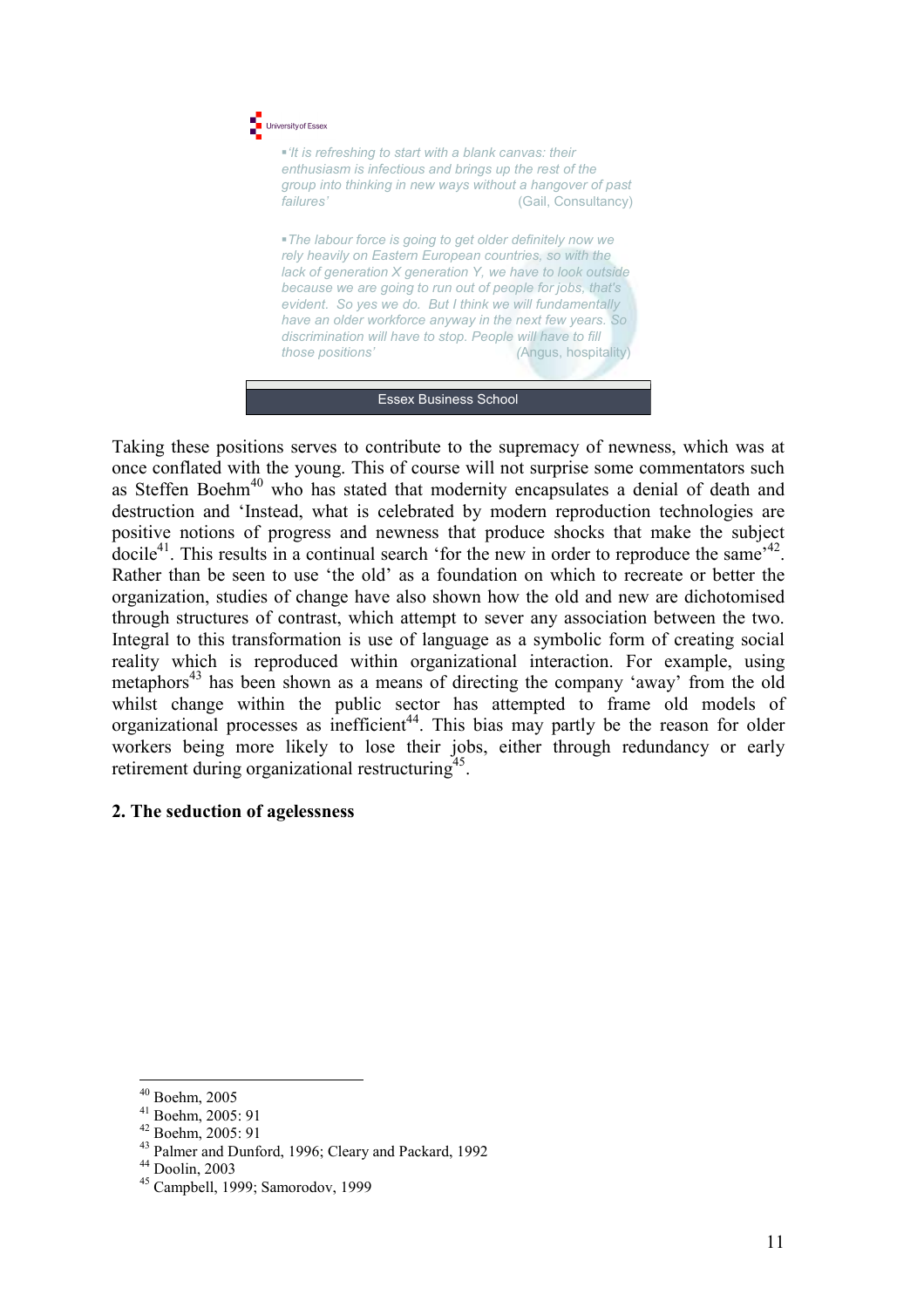University of Essex

- *'It is refreshing to start with a blank canvas: their enthusiasm is infectious and brings up the rest of the group into thinking in new ways without a hangover of past failures'* (Gail, Consultancy)

- *'The labour force is going to get older definitely now we rely heavily on Eastern European countries, so with the lack of generation X generation Y, we have to look outside because we are going to run out of people for jobs, that's evident. So yes we do. But I think we will fundamentally have an older workforce anyway in the next few years. So discrimination will have to stop. People will have to fill those positions'* (Angus, hospitality)

Essex Business School

Taking these positions serves to contribute to the supremacy of newness, which was at once conflated with the young. This of course will not surprise some commentators such as Steffen Boehm[40] who has stated that modernity encapsulates a denial of death and destruction and 'Instead, what is celebrated by modern reproduction technologies are positive notions of progress and newness that produce shocks that make the subject docile[41]. This results in a continual search 'for the new in order to reproduce the same'[42]. Rather than be seen to use 'the old' as a foundation on which to recreate or better the organization, studies of change have also shown how the old and new are dichotomised through structures of contrast, which attempt to sever any association between the two. Integral to this transformation is use of language as a symbolic form of creating social reality which is reproduced within organizational interaction. For example, using metaphors[43] has been shown as a means of directing the company 'away' from the old whilst change within the public sector has attempted to frame old models of organizational processes as inefficient[44]. This bias may partly be the reason for older workers being more likely to lose their jobs, either through redundancy or early retirement during organizational restructuring[45].

**2. The seduction of agelessness**

---

[40] Boehm, 2005
[41] Boehm, 2005: 91
[42] Boehm, 2005: 91
[43] Palmer and Dunford, 1996; Cleary and Packard, 1992
[44] Doolin, 2003
[45] Campbell, 1999; Samorodov, 1999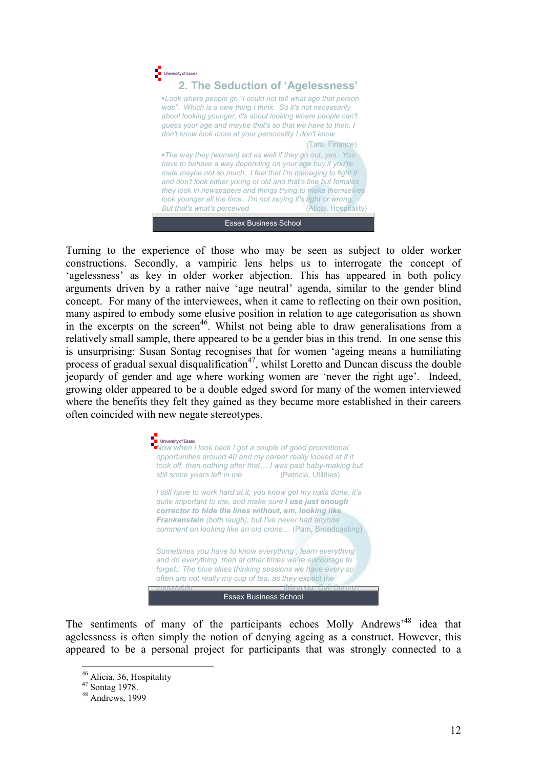University of Essex

## 2. The Seduction of 'Agelessness'

- *Look where people go "I could not tell what age that person was". Which is a new thing I think. So it's not necessarily about looking younger, it's about looking where people can't guess your age and maybe that's so that we have to then, I don't know look more at your personality I don't know*

(Tara, Finance)

- *The way they (women) act as well if they go out, yes. You have to behave a way depending on your age buy if you're male maybe not so much. I feel that I'm managing to fight it and don't look either young or old and that's fine but females they look in newspapers and things trying to make themselves look younger all the time. I'm not saying it's right or wrong. But that's what's perceived* (Alicia, Hospitality)

Essex Business School

Turning to the experience of those who may be seen as subject to older worker constructions. Secondly, a vampiric lens helps us to interrogate the concept of 'agelessness' as key in older worker abjection. This has appeared in both policy arguments driven by a rather naive 'age neutral' agenda, similar to the gender blind concept. For many of the interviewees, when it came to reflecting on their own position, many aspired to embody some elusive position in relation to age categorisation as shown in the excerpts on the screen[46]. Whilst not being able to draw generalisations from a relatively small sample, there appeared to be a gender bias in this trend. In one sense this is unsurprising: Susan Sontag recognises that for women 'ageing means a humiliating process of gradual sexual disqualification[47], whilst Loretto and Duncan discuss the double jeopardy of gender and age where working women are 'never the right age'. Indeed, growing older appeared to be a double edged sword for many of the women interviewed where the benefits they felt they gained as they became more established in their careers often coincided with new negate stereotypes.

University of Essex

*Now when I look back I got a couple of good promotional opportunities around 40 and my career really looked at if it took off, then nothing after that… I was past baby-making but still some years left in me* (Patricia, Utilities)

*I still have to work hard at it, you know get my nails done, it's quite important to me, and make sure* ***I use just enough corrector to hide the lines without, em, looking like Frankenstein*** *(both laugh), but I've never had anyone comment on looking like an old crone…* (Pam, Broadcasting)

*Sometimes you have to know everything , learn everything and do everything, then at other times we're encourage to forget.. The blue skies thinking sessions we have every so often are not really my cup of tea, as they expect the impossible* (Miranda, Call Centre)

Essex Business School

The sentiments of many of the participants echoes Molly Andrews'[48] idea that agelessness is often simply the notion of denying ageing as a construct. However, this appeared to be a personal project for participants that was strongly connected to a

---

[46] Alicia, 36, Hospitality

[47] Sontag 1978.

[48] Andrews, 1999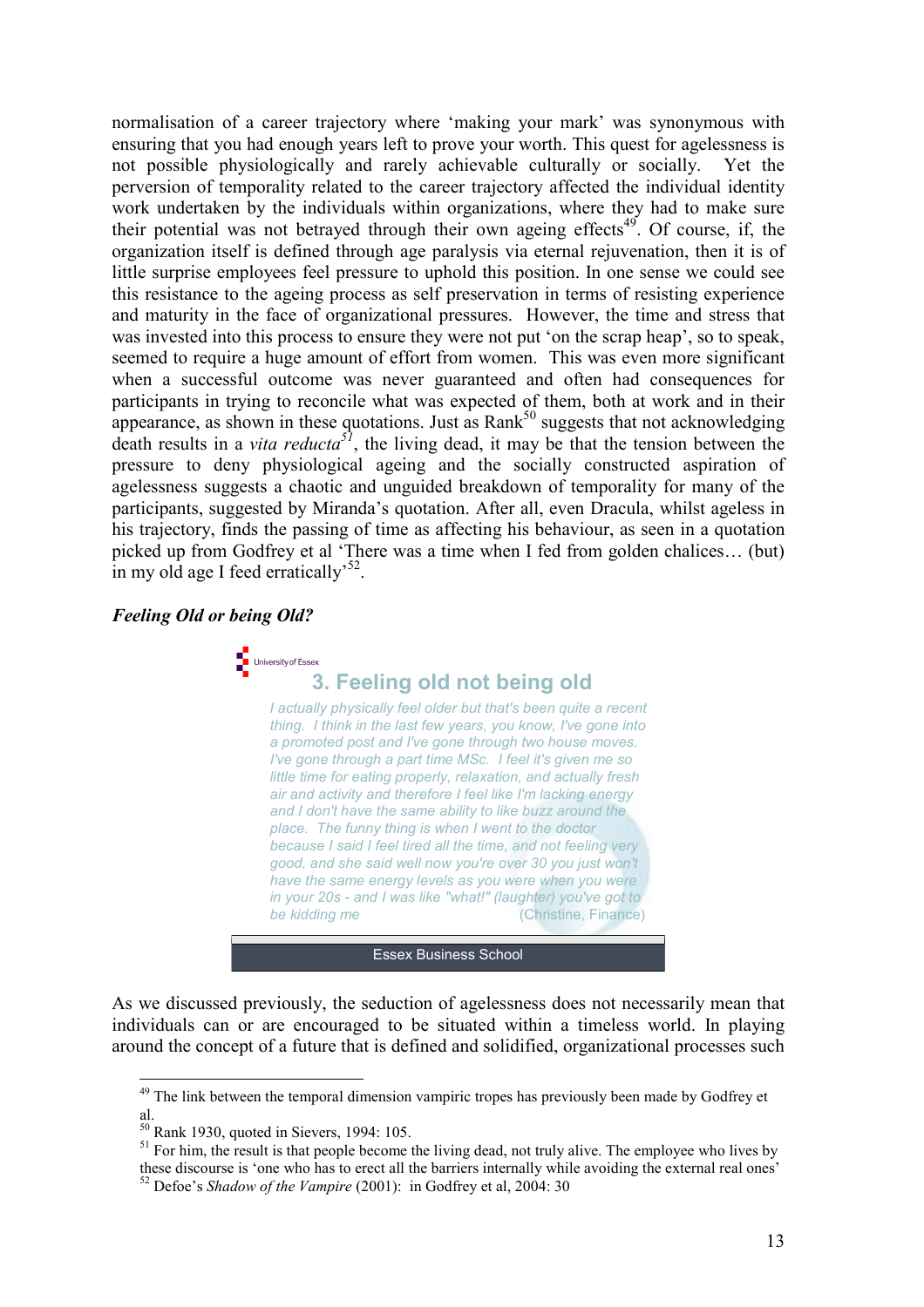normalisation of a career trajectory where 'making your mark' was synonymous with ensuring that you had enough years left to prove your worth. This quest for agelessness is not possible physiologically and rarely achievable culturally or socially. Yet the perversion of temporality related to the career trajectory affected the individual identity work undertaken by the individuals within organizations, where they had to make sure their potential was not betrayed through their own ageing effects[49]. Of course, if, the organization itself is defined through age paralysis via eternal rejuvenation, then it is of little surprise employees feel pressure to uphold this position. In one sense we could see this resistance to the ageing process as self preservation in terms of resisting experience and maturity in the face of organizational pressures. However, the time and stress that was invested into this process to ensure they were not put 'on the scrap heap', so to speak, seemed to require a huge amount of effort from women. This was even more significant when a successful outcome was never guaranteed and often had consequences for participants in trying to reconcile what was expected of them, both at work and in their appearance, as shown in these quotations. Just as Rank[50] suggests that not acknowledging death results in a *vita reducta*[51], the living dead, it may be that the tension between the pressure to deny physiological ageing and the socially constructed aspiration of agelessness suggests a chaotic and unguided breakdown of temporality for many of the participants, suggested by Miranda's quotation. After all, even Dracula, whilst ageless in his trajectory, finds the passing of time as affecting his behaviour, as seen in a quotation picked up from Godfrey et al 'There was a time when I fed from golden chalices… (but) in my old age I feed erratically'[52].

***Feeling Old or being Old?***

University of Essex

3. Feeling old not being old

*I actually physically feel older but that's been quite a recent thing. I think in the last few years, you know, I've gone into a promoted post and I've gone through two house moves. I've gone through a part time MSc. I feel it's given me so little time for eating properly, relaxation, and actually fresh air and activity and therefore I feel like I'm lacking energy and I don't have the same ability to like buzz around the place. The funny thing is when I went to the doctor because I said I feel tired all the time, and not feeling very good, and she said well now you're over 30 you just won't have the same energy levels as you were when you were in your 20s - and I was like "what!" (laughter) you've got to be kidding me* (Christine, Finance)

Essex Business School

As we discussed previously, the seduction of agelessness does not necessarily mean that individuals can or are encouraged to be situated within a timeless world. In playing around the concept of a future that is defined and solidified, organizational processes such

---

[49] The link between the temporal dimension vampiric tropes has previously been made by Godfrey et al.

[50] Rank 1930, quoted in Sievers, 1994: 105.

[51] For him, the result is that people become the living dead, not truly alive. The employee who lives by these discourse is 'one who has to erect all the barriers internally while avoiding the external real ones'

[52] Defoe's *Shadow of the Vampire* (2001): in Godfrey et al, 2004: 30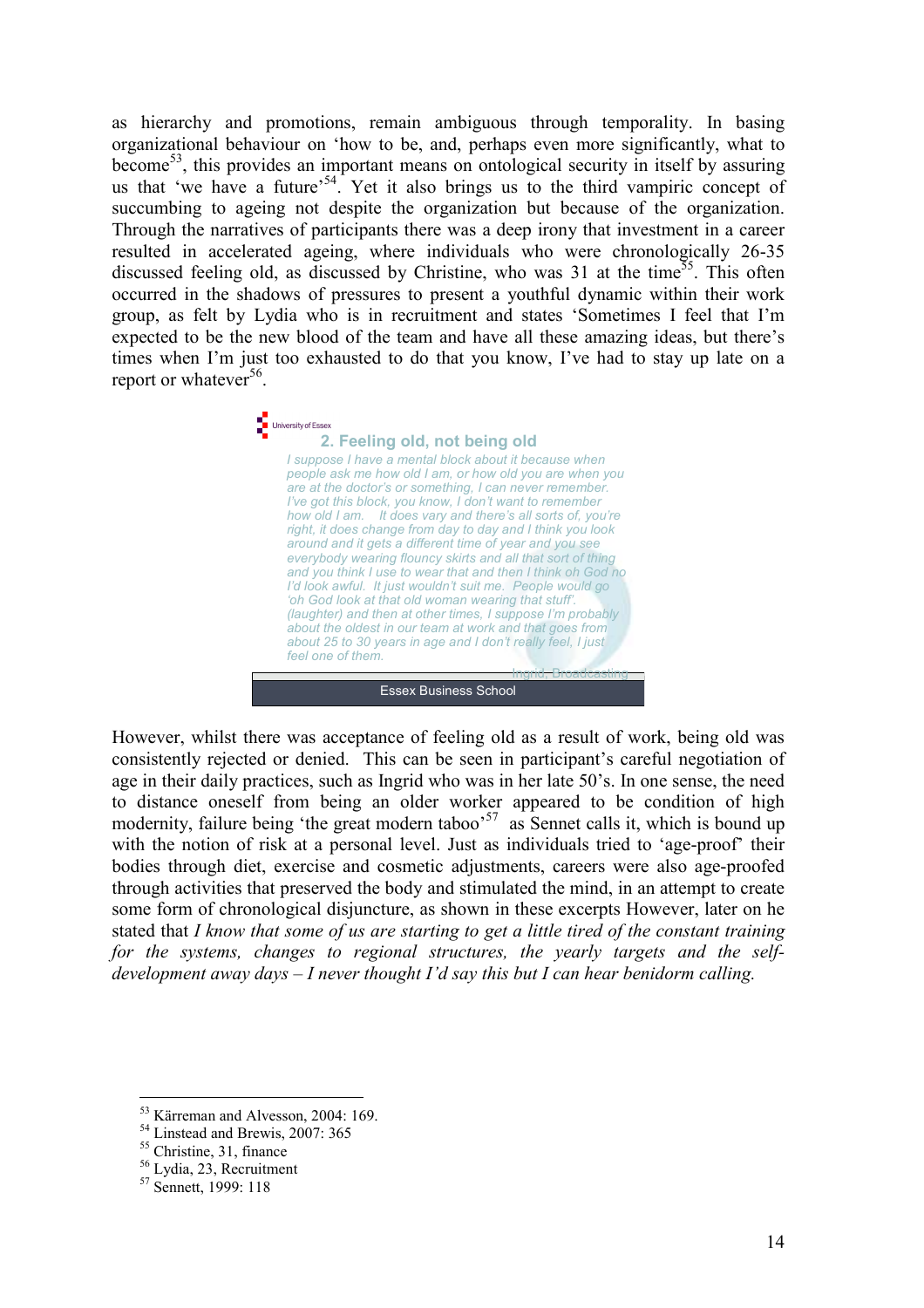as hierarchy and promotions, remain ambiguous through temporality. In basing organizational behaviour on 'how to be, and, perhaps even more significantly, what to become'[53], this provides an important means on ontological security in itself by assuring us that 'we have a future'[54]. Yet it also brings us to the third vampiric concept of succumbing to ageing not despite the organization but because of the organization. Through the narratives of participants there was a deep irony that investment in a career resulted in accelerated ageing, where individuals who were chronologically 26-35 discussed feeling old, as discussed by Christine, who was 31 at the time[55]. This often occurred in the shadows of pressures to present a youthful dynamic within their work group, as felt by Lydia who is in recruitment and states 'Sometimes I feel that I'm expected to be the new blood of the team and have all these amazing ideas, but there's times when I'm just too exhausted to do that you know, I've had to stay up late on a report or whatever[56].

University of Essex

## 2. Feeling old, not being old

*I suppose I have a mental block about it because when people ask me how old I am, or how old you are when you are at the doctor's or something, I can never remember. I've got this block, you know, I don't want to remember how old I am. It does vary and there's all sorts of, you're right, it does change from day to day and I think you look around and it gets a different time of year and you see everybody wearing flouncy skirts and all that sort of thing and you think I use to wear that and then I think oh God no I'd look awful. It just wouldn't suit me. People would go 'oh God look at that old woman wearing that stuff'. (laughter) and then at other times, I suppose I'm probably about the oldest in our team at work and that goes from about 25 to 30 years in age and I don't really feel, I just feel one of them.*

Ingrid, Broadcasting

Essex Business School

However, whilst there was acceptance of feeling old as a result of work, being old was consistently rejected or denied. This can be seen in participant's careful negotiation of age in their daily practices, such as Ingrid who was in her late 50's. In one sense, the need to distance oneself from being an older worker appeared to be condition of high modernity, failure being 'the great modern taboo'[57] as Sennet calls it, which is bound up with the notion of risk at a personal level. Just as individuals tried to 'age-proof' their bodies through diet, exercise and cosmetic adjustments, careers were also age-proofed through activities that preserved the body and stimulated the mind, in an attempt to create some form of chronological disjuncture, as shown in these excerpts However, later on he stated that *I know that some of us are starting to get a little tired of the constant training for the systems, changes to regional structures, the yearly targets and the self-development away days – I never thought I'd say this but I can hear benidorm calling.*

---

[53] Kärreman and Alvesson, 2004: 169.
[54] Linstead and Brewis, 2007: 365
[55] Christine, 31, finance
[56] Lydia, 23, Recruitment
[57] Sennet, 1999: 118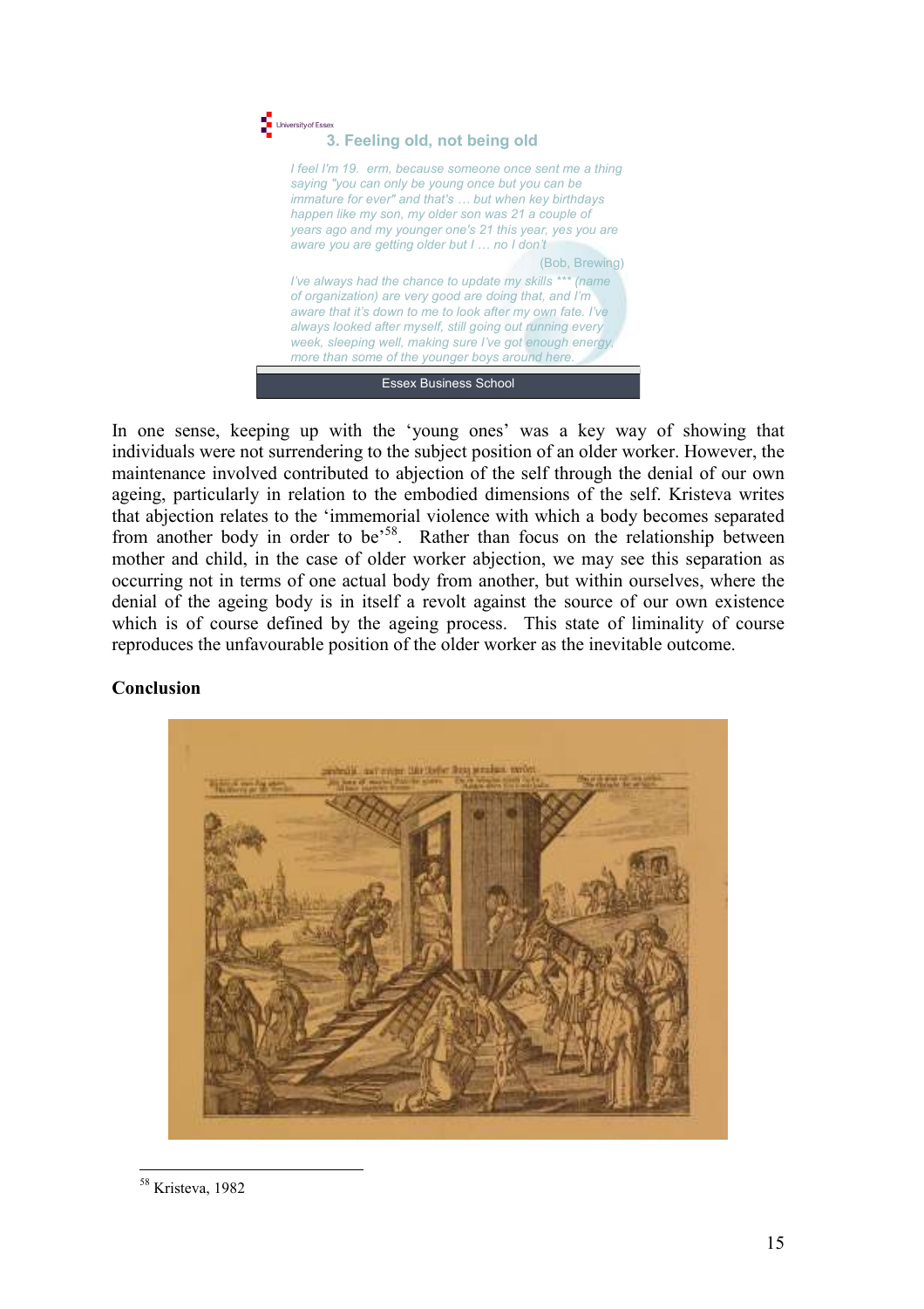University of Essex

### 3. Feeling old, not being old

*I feel I'm 19. erm, because someone once sent me a thing saying "you can only be young once but you can be immature for ever" and that's … but when key birthdays happen like my son, my older son was 21 a couple of years ago and my younger one's 21 this year, yes you are aware you are getting older but I … no I don't*

(Bob, Brewing)

*I've always had the chance to update my skills \*\*\* (name of organization) are very good are doing that, and I'm aware that it's down to me to look after my own fate. I've always looked after myself, still going out running every week, sleeping well, making sure I've got enough energy, more than some of the younger boys around here.*

Essex Business School

In one sense, keeping up with the 'young ones' was a key way of showing that individuals were not surrendering to the subject position of an older worker. However, the maintenance involved contributed to abjection of the self through the denial of our own ageing, particularly in relation to the embodied dimensions of the self. Kristeva writes that abjection relates to the 'immemorial violence with which a body becomes separated from another body in order to be'[58]. Rather than focus on the relationship between mother and child, in the case of older worker abjection, we may see this separation as occurring not in terms of one actual body from another, but within ourselves, where the denial of the ageing body is in itself a revolt against the source of our own existence which is of course defined by the ageing process. This state of liminality of course reproduces the unfavourable position of the older worker as the inevitable outcome.

**Conclusion**

[58] Kristeva, 1982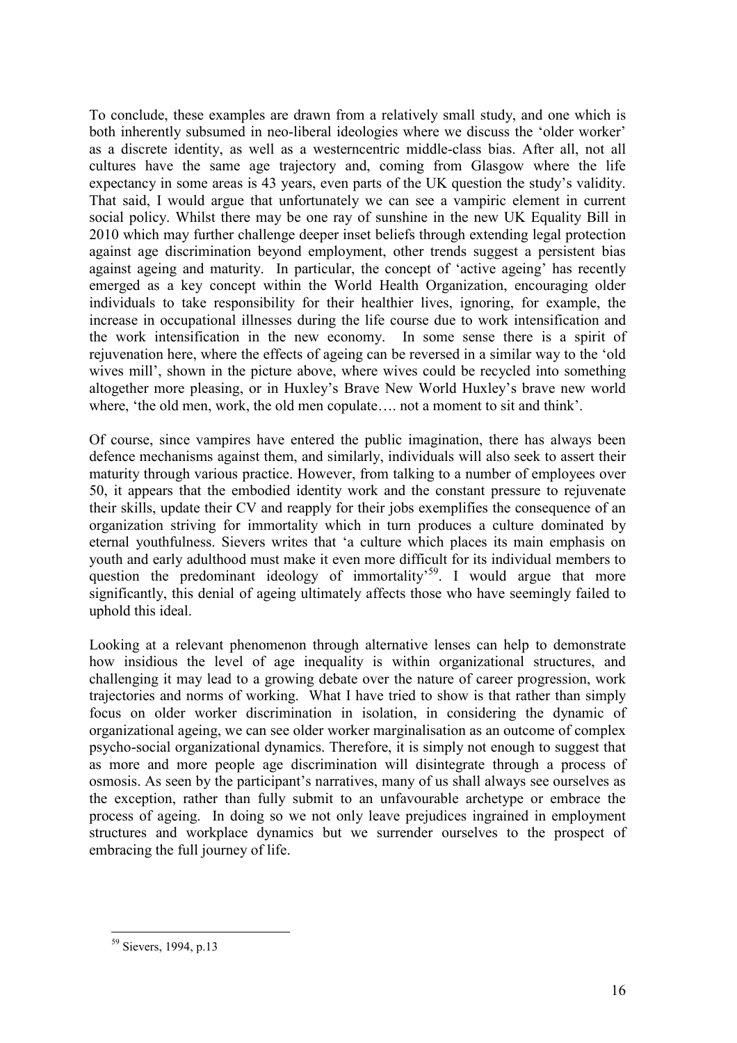To conclude, these examples are drawn from a relatively small study, and one which is both inherently subsumed in neo-liberal ideologies where we discuss the 'older worker' as a discrete identity, as well as a westerncentric middle-class bias. After all, not all cultures have the same age trajectory and, coming from Glasgow where the life expectancy in some areas is 43 years, even parts of the UK question the study's validity. That said, I would argue that unfortunately we can see a vampiric element in current social policy. Whilst there may be one ray of sunshine in the new UK Equality Bill in 2010 which may further challenge deeper inset beliefs through extending legal protection against age discrimination beyond employment, other trends suggest a persistent bias against ageing and maturity. In particular, the concept of 'active ageing' has recently emerged as a key concept within the World Health Organization, encouraging older individuals to take responsibility for their healthier lives, ignoring, for example, the increase in occupational illnesses during the life course due to work intensification and the work intensification in the new economy. In some sense there is a spirit of rejuvenation here, where the effects of ageing can be reversed in a similar way to the 'old wives mill', shown in the picture above, where wives could be recycled into something altogether more pleasing, or in Huxley's Brave New World Huxley's brave new world where, 'the old men, work, the old men copulate…. not a moment to sit and think'.

Of course, since vampires have entered the public imagination, there has always been defence mechanisms against them, and similarly, individuals will also seek to assert their maturity through various practice. However, from talking to a number of employees over 50, it appears that the embodied identity work and the constant pressure to rejuvenate their skills, update their CV and reapply for their jobs exemplifies the consequence of an organization striving for immortality which in turn produces a culture dominated by eternal youthfulness. Sievers writes that 'a culture which places its main emphasis on youth and early adulthood must make it even more difficult for its individual members to question the predominant ideology of immortality'[59]. I would argue that more significantly, this denial of ageing ultimately affects those who have seemingly failed to uphold this ideal.

Looking at a relevant phenomenon through alternative lenses can help to demonstrate how insidious the level of age inequality is within organizational structures, and challenging it may lead to a growing debate over the nature of career progression, work trajectories and norms of working. What I have tried to show is that rather than simply focus on older worker discrimination in isolation, in considering the dynamic of organizational ageing, we can see older worker marginalisation as an outcome of complex psycho-social organizational dynamics. Therefore, it is simply not enough to suggest that as more and more people age discrimination will disintegrate through a process of osmosis. As seen by the participant's narratives, many of us shall always see ourselves as the exception, rather than fully submit to an unfavourable archetype or embrace the process of ageing. In doing so we not only leave prejudices ingrained in employment structures and workplace dynamics but we surrender ourselves to the prospect of embracing the full journey of life.

---

[59] Sievers, 1994, p.13